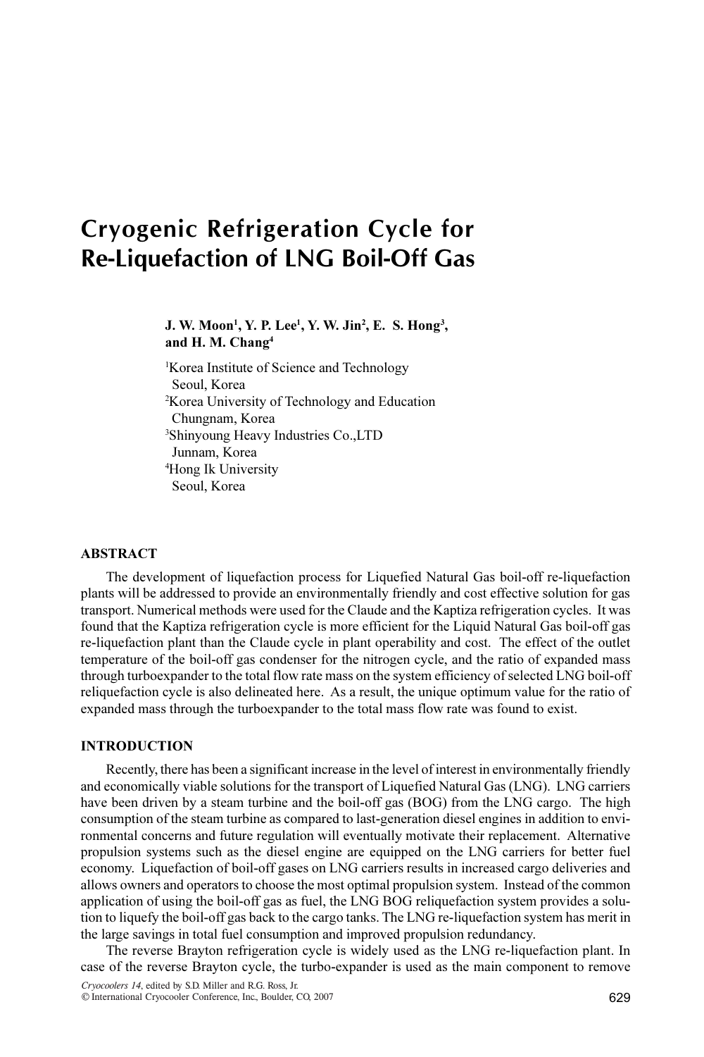# Cryogenic Refrigeration Cycle for Re-Liquefaction of LNG Boil-Off Gas

**J. W. Moon[1], Y. P. Lee[1], Y. W. Jin[2], E. S. Hong[3], and H. M. Chang[4]**

[1]Korea Institute of Science and Technology
Seoul, Korea
[2]Korea University of Technology and Education
Chungnam, Korea
[3]Shinyoung Heavy Industries Co.,LTD
Junnam, Korea
[4]Hong Ik University
Seoul, Korea

## ABSTRACT

The development of liquefaction process for Liquefied Natural Gas boil-off re-liquefaction plants will be addressed to provide an environmentally friendly and cost effective solution for gas transport. Numerical methods were used for the Claude and the Kaptiza refrigeration cycles. It was found that the Kaptiza refrigeration cycle is more efficient for the Liquid Natural Gas boil-off gas re-liquefaction plant than the Claude cycle in plant operability and cost. The effect of the outlet temperature of the boil-off gas condenser for the nitrogen cycle, and the ratio of expanded mass through turboexpander to the total flow rate mass on the system efficiency of selected LNG boil-off reliquefaction cycle is also delineated here. As a result, the unique optimum value for the ratio of expanded mass through the turboexpander to the total mass flow rate was found to exist.

## INTRODUCTION

Recently, there has been a significant increase in the level of interest in environmentally friendly and economically viable solutions for the transport of Liquefied Natural Gas (LNG). LNG carriers have been driven by a steam turbine and the boil-off gas (BOG) from the LNG cargo. The high consumption of the steam turbine as compared to last-generation diesel engines in addition to environmental concerns and future regulation will eventually motivate their replacement. Alternative propulsion systems such as the diesel engine are equipped on the LNG carriers for better fuel economy. Liquefaction of boil-off gases on LNG carriers results in increased cargo deliveries and allows owners and operators to choose the most optimal propulsion system. Instead of the common application of using the boil-off gas as fuel, the LNG BOG reliquefaction system provides a solution to liquefy the boil-off gas back to the cargo tanks. The LNG re-liquefaction system has merit in the large savings in total fuel consumption and improved propulsion redundancy.

The reverse Brayton refrigeration cycle is widely used as the LNG re-liquefaction plant. In case of the reverse Brayton cycle, the turbo-expander is used as the main component to remove

*Cryocoolers 14*, edited by S.D. Miller and R.G. Ross, Jr.
© International Cryocooler Conference, Inc., Boulder, CO, 2007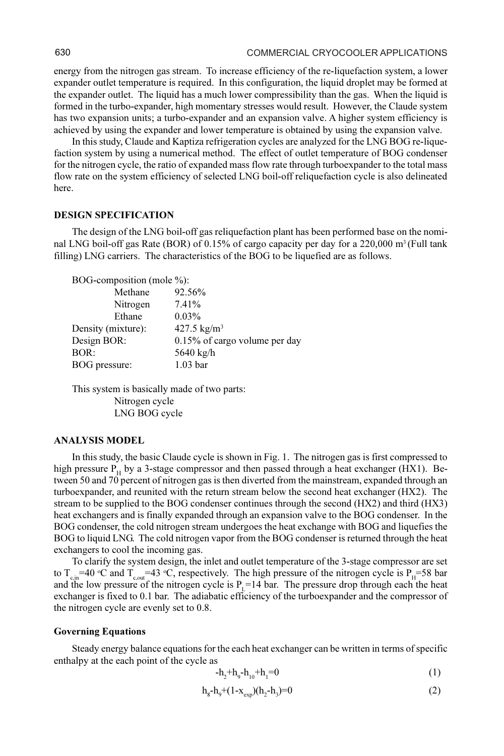energy from the nitrogen gas stream. To increase efficiency of the re-liquefaction system, a lower expander outlet temperature is required. In this configuration, the liquid droplet may be formed at the expander outlet. The liquid has a much lower compressibility than the gas. When the liquid is formed in the turbo-expander, high momentary stresses would result. However, the Claude system has two expansion units; a turbo-expander and an expansion valve. A higher system efficiency is achieved by using the expander and lower temperature is obtained by using the expansion valve.

In this study, Claude and Kaptiza refrigeration cycles are analyzed for the LNG BOG re-liquefaction system by using a numerical method. The effect of outlet temperature of BOG condenser for the nitrogen cycle, the ratio of expanded mass flow rate through turboexpander to the total mass flow rate on the system efficiency of selected LNG boil-off reliquefaction cycle is also delineated here.

## DESIGN SPECIFICATION

The design of the LNG boil-off gas reliquefaction plant has been performed base on the nominal LNG boil-off gas Rate (BOR) of 0.15% of cargo capacity per day for a 220,000 $m^3$ (Full tank filling) LNG carriers. The characteristics of the BOG to be liquefied are as follows.

BOG-composition (mole %):

| | |
|---|---|
| Methane | 92.56% |
| Nitrogen | 7.41% |
| Ethane | 0.03% |
| Density (mixture): | 427.5 $kg/m^3$ |
| Design BOR: | 0.15% of cargo volume per day |
| BOR: | 5640 kg/h |
| BOG pressure: | 1.03 bar |

This system is basically made of two parts:

- Nitrogen cycle
- LNG BOG cycle

## ANALYSIS MODEL

In this study, the basic Claude cycle is shown in Fig. 1. The nitrogen gas is first compressed to high pressure $P_H$ by a 3-stage compressor and then passed through a heat exchanger (HX1). Between 50 and 70 percent of nitrogen gas is then diverted from the mainstream, expanded through an turboexpander, and reunited with the return stream below the second heat exchanger (HX2). The stream to be supplied to the BOG condenser continues through the second (HX2) and third (HX3) heat exchangers and is finally expanded through an expansion valve to the BOG condenser. In the BOG condenser, the cold nitrogen stream undergoes the heat exchange with BOG and liquefies the BOG to liquid LNG. The cold nitrogen vapor from the BOG condenser is returned through the heat exchangers to cool the incoming gas.

To clarify the system design, the inlet and outlet temperature of the 3-stage compressor are set to $T_{c,in}$=40 °C and $T_{c,out}$=43 °C, respectively. The high pressure of the nitrogen cycle is $P_H$=58 bar and the low pressure of the nitrogen cycle is $P_L$=14 bar. The pressure drop through each the heat exchanger is fixed to 0.1 bar. The adiabatic efficiency of the turboexpander and the compressor of the nitrogen cycle are evenly set to 0.8.

### Governing Equations

Steady energy balance equations for the each heat exchanger can be written in terms of specific enthalpy at the each point of the cycle as

$$-h_2+h_9-h_{10}+h_1=0 \tag{1}$$

$$h_8-h_9+(1-x_{exp})(h_2-h_3)=0 \tag{2}$$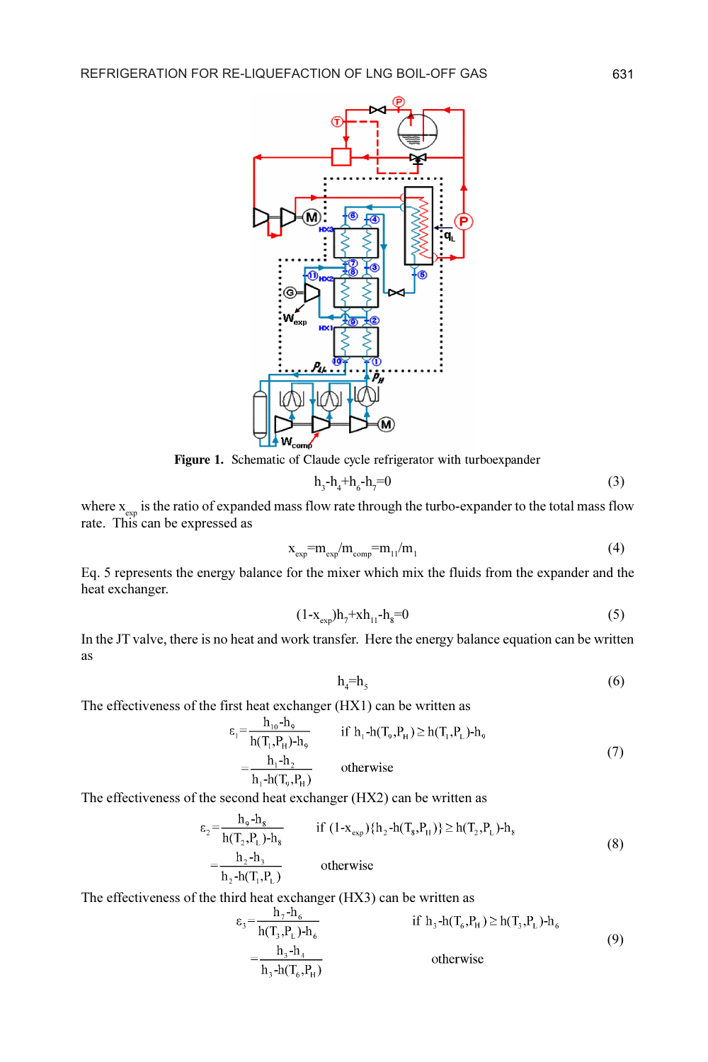**Figure 1.** Schematic of Claude cycle refrigerator with turboexpander

$$h_3 - h_4 + h_6 - h_7 = 0 \tag{3}$$

where $x_{exp}$ is the ratio of expanded mass flow rate through the turbo-expander to the total mass flow rate. This can be expressed as

$$x_{exp} = m_{exp}/m_{comp} = m_{11}/m_1 \tag{4}$$

Eq. 5 represents the energy balance for the mixer which mix the fluids from the expander and the heat exchanger.

$$(1-x_{exp})h_7 + xh_{11} - h_8 = 0 \tag{5}$$

In the JT valve, there is no heat and work transfer. Here the energy balance equation can be written as

$$h_4 = h_5 \tag{6}$$

The effectiveness of the first heat exchanger (HX1) can be written as

$$\begin{aligned} \varepsilon_1 &= \frac{h_{10} - h_9}{h(T_1, P_H) - h_9} \qquad \text{if } h_1 - h(T_9, P_H) \geq h(T_1, P_L) - h_9 \\ &= \frac{h_1 - h_2}{h_1 - h(T_9, P_H)} \qquad \text{otherwise} \end{aligned} \tag{7}$$

The effectiveness of the second heat exchanger (HX2) can be written as

$$\begin{aligned} \varepsilon_2 &= \frac{h_9 - h_8}{h(T_2, P_L) - h_8} \qquad \text{if } (1-x_{exp})\{h_2 - h(T_8, P_H)\} \geq h(T_2, P_L) - h_8 \\ &= \frac{h_2 - h_3}{h_2 - h(T_1, P_L)} \qquad \text{otherwise} \end{aligned} \tag{8}$$

The effectiveness of the third heat exchanger (HX3) can be written as

$$\begin{aligned} \varepsilon_3 &= \frac{h_7 - h_6}{h(T_3, P_L) - h_6} \qquad \text{if } h_3 - h(T_6, P_H) \geq h(T_3, P_L) - h_6 \\ &= \frac{h_3 - h_4}{h_3 - h(T_6, P_H)} \qquad \text{otherwise} \end{aligned} \tag{9}$$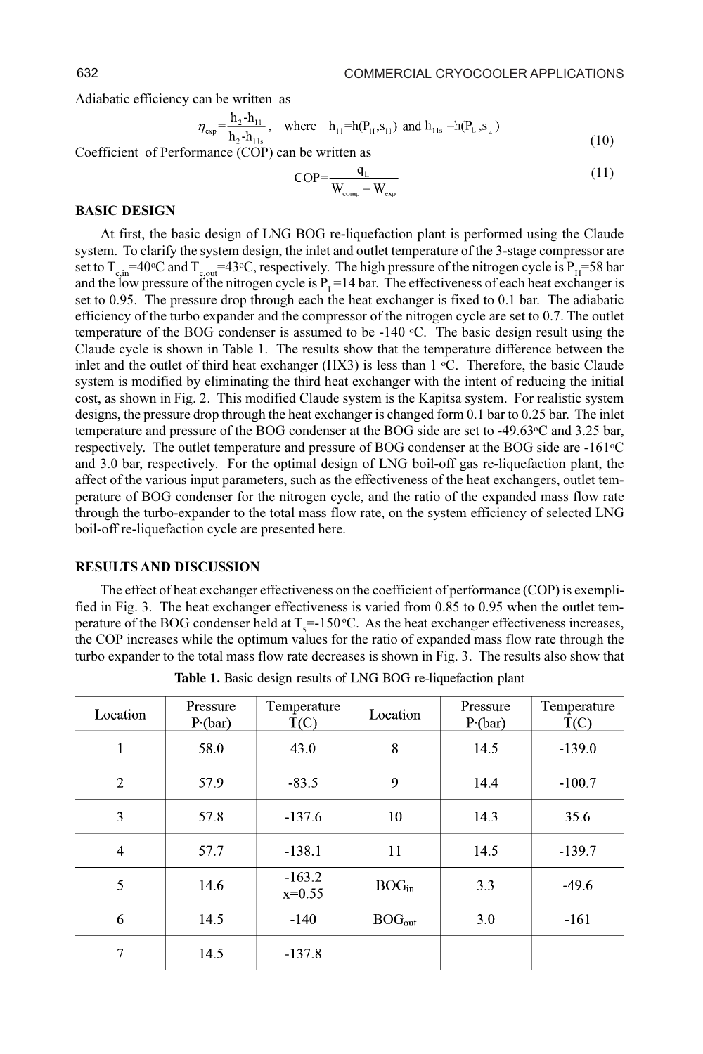Adiabatic efficiency can be written as

$$\eta_{exp} = \frac{h_2 - h_{11}}{h_2 - h_{11s}}, \quad \text{where} \quad h_{11} = h(P_H, s_{11}) \text{ and } h_{11s} = h(P_L, s_2) \tag{10}$$

Coefficient of Performance (COP) can be written as

$$COP = \frac{q_L}{W_{comp} - W_{exp}} \tag{11}$$

## BASIC DESIGN

At first, the basic design of LNG BOG re-liquefaction plant is performed using the Claude system. To clarify the system design, the inlet and outlet temperature of the 3-stage compressor are set to $T_{c,in}$=40°C and $T_{c,out}$=43°C, respectively. The high pressure of the nitrogen cycle is $P_H$=58 bar and the low pressure of the nitrogen cycle is $P_L$=14 bar. The effectiveness of each heat exchanger is set to 0.95. The pressure drop through each the heat exchanger is fixed to 0.1 bar. The adiabatic efficiency of the turbo expander and the compressor of the nitrogen cycle are set to 0.7. The outlet temperature of the BOG condenser is assumed to be -140 °C. The basic design result using the Claude cycle is shown in Table 1. The results show that the temperature difference between the inlet and the outlet of third heat exchanger (HX3) is less than 1 °C. Therefore, the basic Claude system is modified by eliminating the third heat exchanger with the intent of reducing the initial cost, as shown in Fig. 2. This modified Claude system is the Kapitsa system. For realistic system designs, the pressure drop through the heat exchanger is changed form 0.1 bar to 0.25 bar. The inlet temperature and pressure of the BOG condenser at the BOG side are set to -49.63°C and 3.25 bar, respectively. The outlet temperature and pressure of BOG condenser at the BOG side are -161°C and 3.0 bar, respectively. For the optimal design of LNG boil-off gas re-liquefaction plant, the affect of the various input parameters, such as the effectiveness of the heat exchangers, outlet temperature of BOG condenser for the nitrogen cycle, and the ratio of the expanded mass flow rate through the turbo-expander to the total mass flow rate, on the system efficiency of selected LNG boil-off re-liquefaction cycle are presented here.

## RESULTS AND DISCUSSION

The effect of heat exchanger effectiveness on the coefficient of performance (COP) is exemplified in Fig. 3. The heat exchanger effectiveness is varied from 0.85 to 0.95 when the outlet temperature of the BOG condenser held at $T_5$=-150 °C. As the heat exchanger effectiveness increases, the COP increases while the optimum values for the ratio of expanded mass flow rate through the turbo expander to the total mass flow rate decreases is shown in Fig. 3. The results also show that

**Table 1.** Basic design results of LNG BOG re-liquefaction plant

| Location | Pressure P·(bar) | Temperature T(C) | Location | Pressure P·(bar) | Temperature T(C) |
|---|---|---|---|---|---|
| 1 | 58.0 | 43.0 | 8 | 14.5 | -139.0 |
| 2 | 57.9 | -83.5 | 9 | 14.4 | -100.7 |
| 3 | 57.8 | -137.6 | 10 | 14.3 | 35.6 |
| 4 | 57.7 | -138.1 | 11 | 14.5 | -139.7 |
| 5 | 14.6 | -163.2 x=0.55 | $BOG_{in}$ | 3.3 | -49.6 |
| 6 | 14.5 | -140 | $BOG_{out}$ | 3.0 | -161 |
| 7 | 14.5 | -137.8 | | | |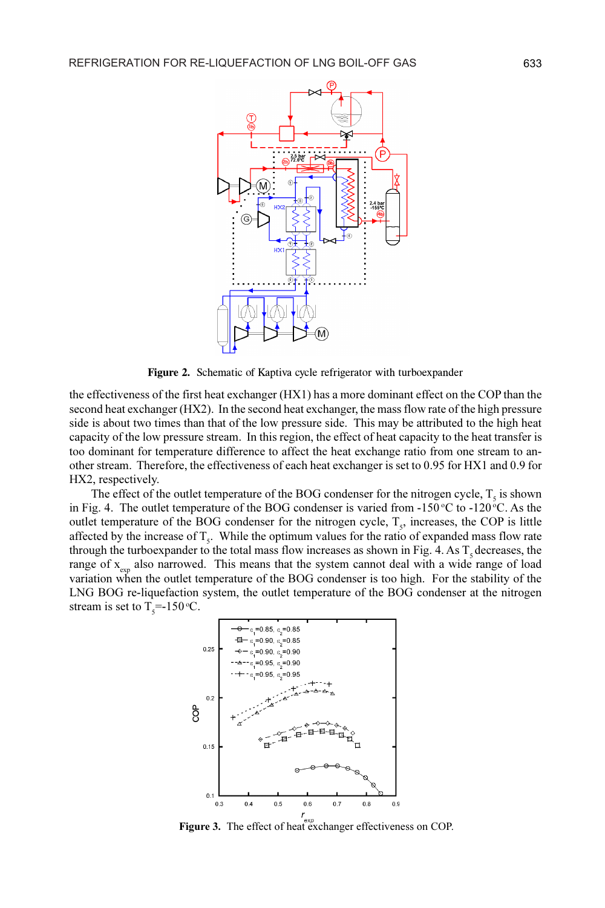Figure 2. Schematic of Kaptiva cycle refrigerator with turboexpander

the effectiveness of the first heat exchanger (HX1) has a more dominant effect on the COP than the second heat exchanger (HX2). In the second heat exchanger, the mass flow rate of the high pressure side is about two times than that of the low pressure side. This may be attributed to the high heat capacity of the low pressure stream. In this region, the effect of heat capacity to the heat transfer is too dominant for temperature difference to affect the heat exchange ratio from one stream to another stream. Therefore, the effectiveness of each heat exchanger is set to 0.95 for HX1 and 0.9 for HX2, respectively.

The effect of the outlet temperature of the BOG condenser for the nitrogen cycle, $T_5$ is shown in Fig. 4. The outlet temperature of the BOG condenser is varied from -150 °C to -120 °C. As the outlet temperature of the BOG condenser for the nitrogen cycle, $T_5$, increases, the COP is little affected by the increase of $T_5$. While the optimum values for the ratio of expanded mass flow rate through the turboexpander to the total mass flow increases as shown in Fig. 4. As $T_5$ decreases, the range of $x_{exp}$ also narrowed. This means that the system cannot deal with a wide range of load variation when the outlet temperature of the BOG condenser is too high. For the stability of the LNG BOG re-liquefaction system, the outlet temperature of the BOG condenser at the nitrogen stream is set to $T_5$=-150 °C.

Figure 3. The effect of heat exchanger effectiveness on COP.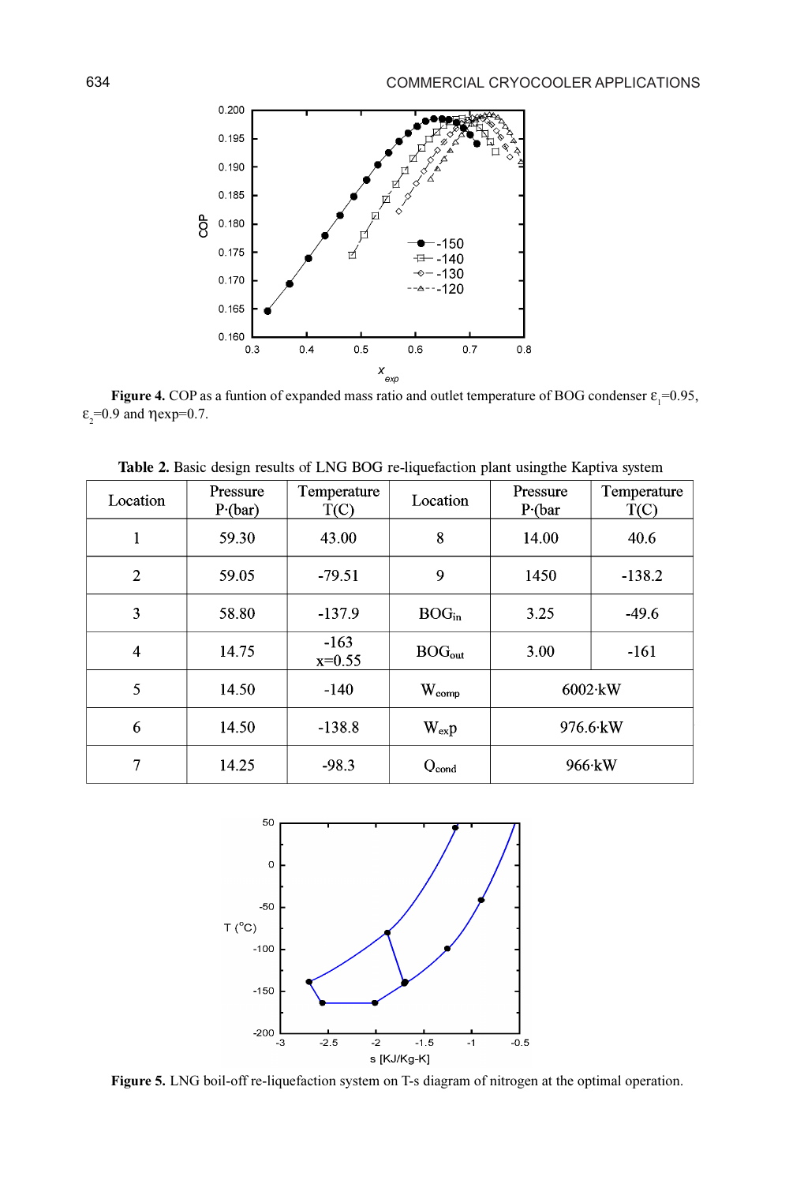**Figure 4.** COP as a funtion of expanded mass ratio and outlet temperature of BOG condenser $\varepsilon_1$=0.95, $\varepsilon_2$=0.9 and $\eta$exp=0.7.

**Table 2.** Basic design results of LNG BOG re-liquefaction plant usingthe Kaptiva system

| Location | Pressure P·(bar) | Temperature T(C) | Location | Pressure P·(bar | Temperature T(C) |
|---|---|---|---|---|---|
| 1 | 59.30 | 43.00 | 8 | 14.00 | 40.6 |
| 2 | 59.05 | -79.51 | 9 | 1450 | -138.2 |
| 3 | 58.80 | -137.9 | $BOG_{in}$ | 3.25 | -49.6 |
| 4 | 14.75 | -163 x=0.55 | $BOG_{out}$ | 3.00 | -161 |
| 5 | 14.50 | -140 | $W_{comp}$ | 6002·kW | |
| 6 | 14.50 | -138.8 | $W_{exp}$ | 976.6·kW | |
| 7 | 14.25 | -98.3 | $Q_{cond}$ | 966·kW | |

**Figure 5.** LNG boil-off re-liquefaction system on T-s diagram of nitrogen at the optimal operation.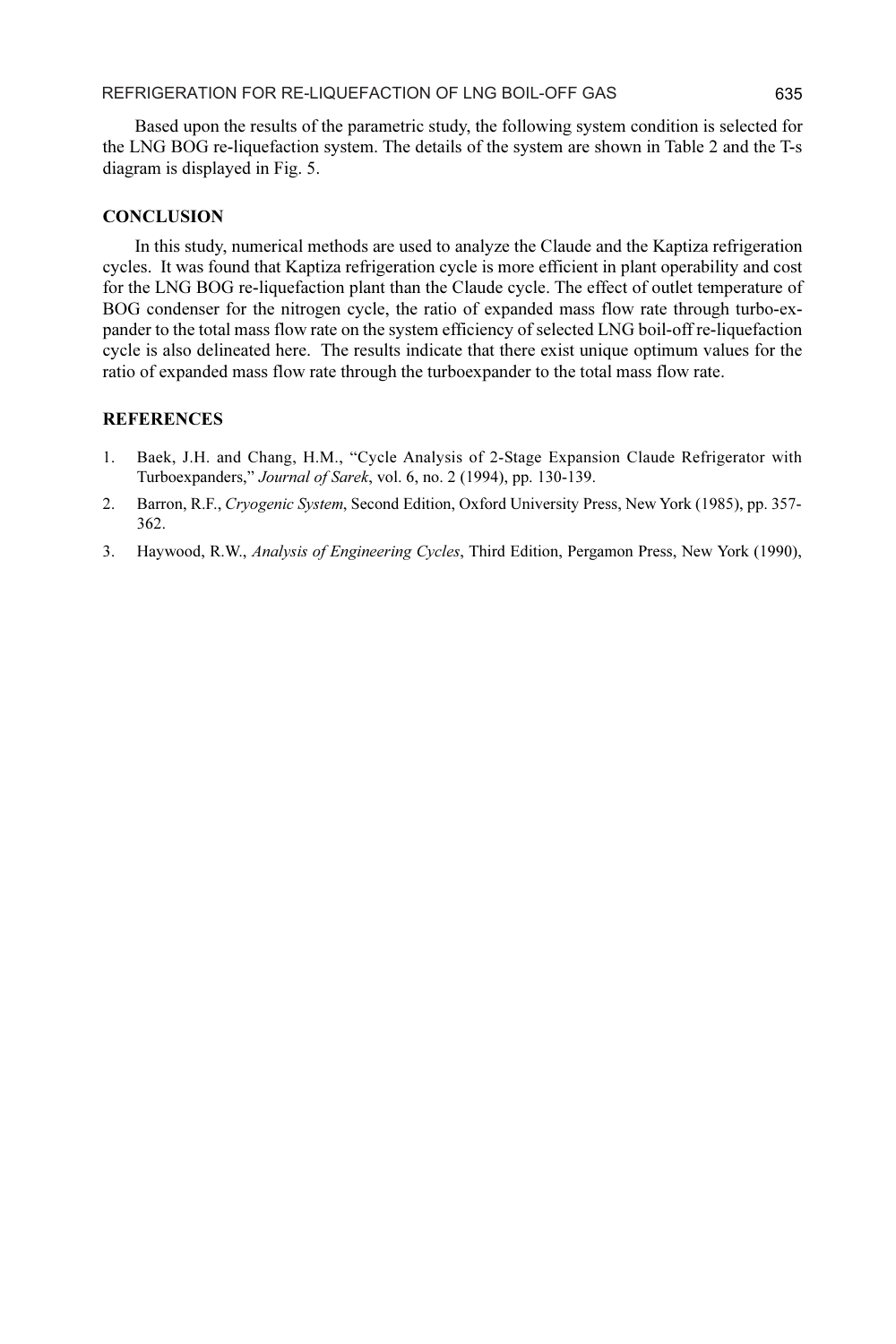Based upon the results of the parametric study, the following system condition is selected for the LNG BOG re-liquefaction system. The details of the system are shown in Table 2 and the T-s diagram is displayed in Fig. 5.

## CONCLUSION

In this study, numerical methods are used to analyze the Claude and the Kaptiza refrigeration cycles. It was found that Kaptiza refrigeration cycle is more efficient in plant operability and cost for the LNG BOG re-liquefaction plant than the Claude cycle. The effect of outlet temperature of BOG condenser for the nitrogen cycle, the ratio of expanded mass flow rate through turbo-expander to the total mass flow rate on the system efficiency of selected LNG boil-off re-liquefaction cycle is also delineated here. The results indicate that there exist unique optimum values for the ratio of expanded mass flow rate through the turboexpander to the total mass flow rate.

## REFERENCES

1. Baek, J.H. and Chang, H.M., "Cycle Analysis of 2-Stage Expansion Claude Refrigerator with Turboexpanders," *Journal of Sarek*, vol. 6, no. 2 (1994), pp. 130-139.
2. Barron, R.F., *Cryogenic System*, Second Edition, Oxford University Press, New York (1985), pp. 357-362.
3. Haywood, R.W., *Analysis of Engineering Cycles*, Third Edition, Pergamon Press, New York (1990),